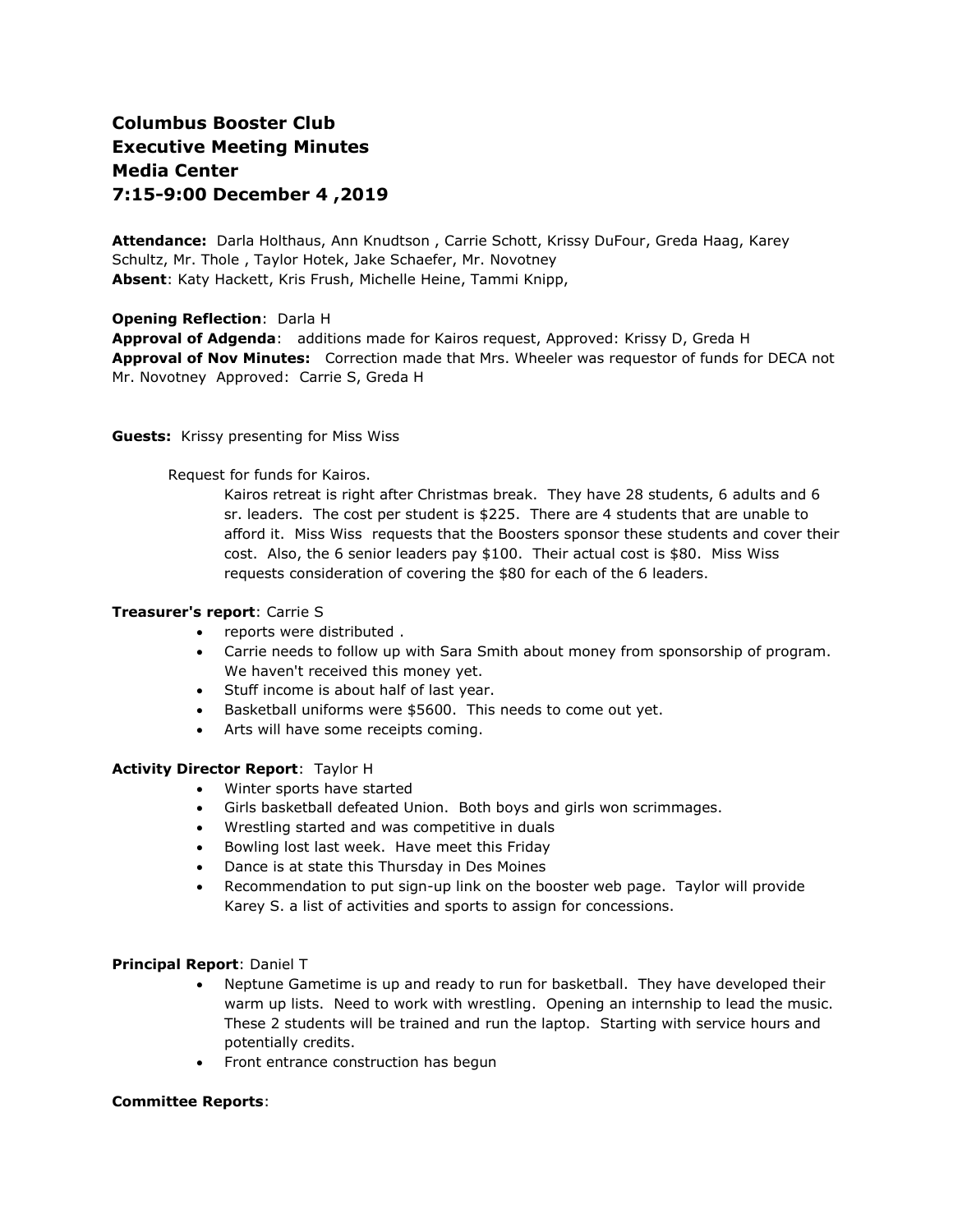# Columbus Booster Club
# Executive Meeting Minutes
# Media Center
# 7:15-9:00 December 4 ,2019

**Attendance:** Darla Holthaus, Ann Knudtson , Carrie Schott, Krissy DuFour, Greda Haag, Karey Schultz, Mr. Thole , Taylor Hotek, Jake Schaefer, Mr. Novotney
**Absent**: Katy Hackett, Kris Frush, Michelle Heine, Tammi Knipp,

**Opening Reflection**: Darla H
**Approval of Adgenda**: additions made for Kairos request, Approved: Krissy D, Greda H
**Approval of Nov Minutes:** Correction made that Mrs. Wheeler was requestor of funds for DECA not Mr. Novotney Approved: Carrie S, Greda H

**Guests:** Krissy presenting for Miss Wiss

Request for funds for Kairos.

Kairos retreat is right after Christmas break. They have 28 students, 6 adults and 6 sr. leaders. The cost per student is $225. There are 4 students that are unable to afford it. Miss Wiss requests that the Boosters sponsor these students and cover their cost. Also, the 6 senior leaders pay $100. Their actual cost is $80. Miss Wiss requests consideration of covering the $80 for each of the 6 leaders.

**Treasurer's report**: Carrie S

- reports were distributed .
- Carrie needs to follow up with Sara Smith about money from sponsorship of program. We haven't received this money yet.
- Stuff income is about half of last year.
- Basketball uniforms were $5600. This needs to come out yet.
- Arts will have some receipts coming.

**Activity Director Report**: Taylor H

- Winter sports have started
- Girls basketball defeated Union. Both boys and girls won scrimmages.
- Wrestling started and was competitive in duals
- Bowling lost last week. Have meet this Friday
- Dance is at state this Thursday in Des Moines
- Recommendation to put sign-up link on the booster web page. Taylor will provide Karey S. a list of activities and sports to assign for concessions.

**Principal Report**: Daniel T

- Neptune Gametime is up and ready to run for basketball. They have developed their warm up lists. Need to work with wrestling. Opening an internship to lead the music. These 2 students will be trained and run the laptop. Starting with service hours and potentially credits.
- Front entrance construction has begun

**Committee Reports**: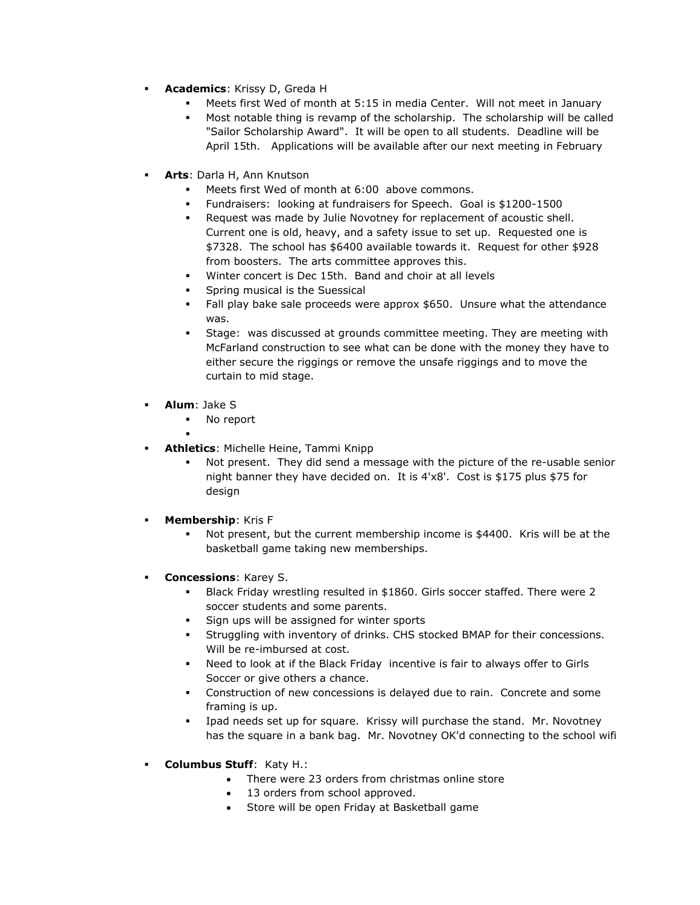- **Academics**: Krissy D, Greda H
    - Meets first Wed of month at 5:15 in media Center. Will not meet in January
    - Most notable thing is revamp of the scholarship. The scholarship will be called "Sailor Scholarship Award". It will be open to all students. Deadline will be April 15th. Applications will be available after our next meeting in February

- **Arts**: Darla H, Ann Knutson
    - Meets first Wed of month at 6:00 above commons.
    - Fundraisers: looking at fundraisers for Speech. Goal is $1200-1500
    - Request was made by Julie Novotney for replacement of acoustic shell. Current one is old, heavy, and a safety issue to set up. Requested one is $7328. The school has $6400 available towards it. Request for other $928 from boosters. The arts committee approves this.
    - Winter concert is Dec 15th. Band and choir at all levels
    - Spring musical is the Suessical
    - Fall play bake sale proceeds were approx $650. Unsure what the attendance was.
    - Stage: was discussed at grounds committee meeting. They are meeting with McFarland construction to see what can be done with the money they have to either secure the riggings or remove the unsafe riggings and to move the curtain to mid stage.

- **Alum**: Jake S
    - No report
    -

- **Athletics**: Michelle Heine, Tammi Knipp
    - Not present. They did send a message with the picture of the re-usable senior night banner they have decided on. It is 4'x8'. Cost is $175 plus $75 for design

- **Membership**: Kris F
    - Not present, but the current membership income is $4400. Kris will be at the basketball game taking new memberships.

- **Concessions**: Karey S.
    - Black Friday wrestling resulted in $1860. Girls soccer staffed. There were 2 soccer students and some parents.
    - Sign ups will be assigned for winter sports
    - Struggling with inventory of drinks. CHS stocked BMAP for their concessions. Will be re-imbursed at cost.
    - Need to look at if the Black Friday incentive is fair to always offer to Girls Soccer or give others a chance.
    - Construction of new concessions is delayed due to rain. Concrete and some framing is up.
    - Ipad needs set up for square. Krissy will purchase the stand. Mr. Novotney has the square in a bank bag. Mr. Novotney OK'd connecting to the school wifi

- **Columbus Stuff**: Katy H.:
    - There were 23 orders from christmas online store
    - 13 orders from school approved.
    - Store will be open Friday at Basketball game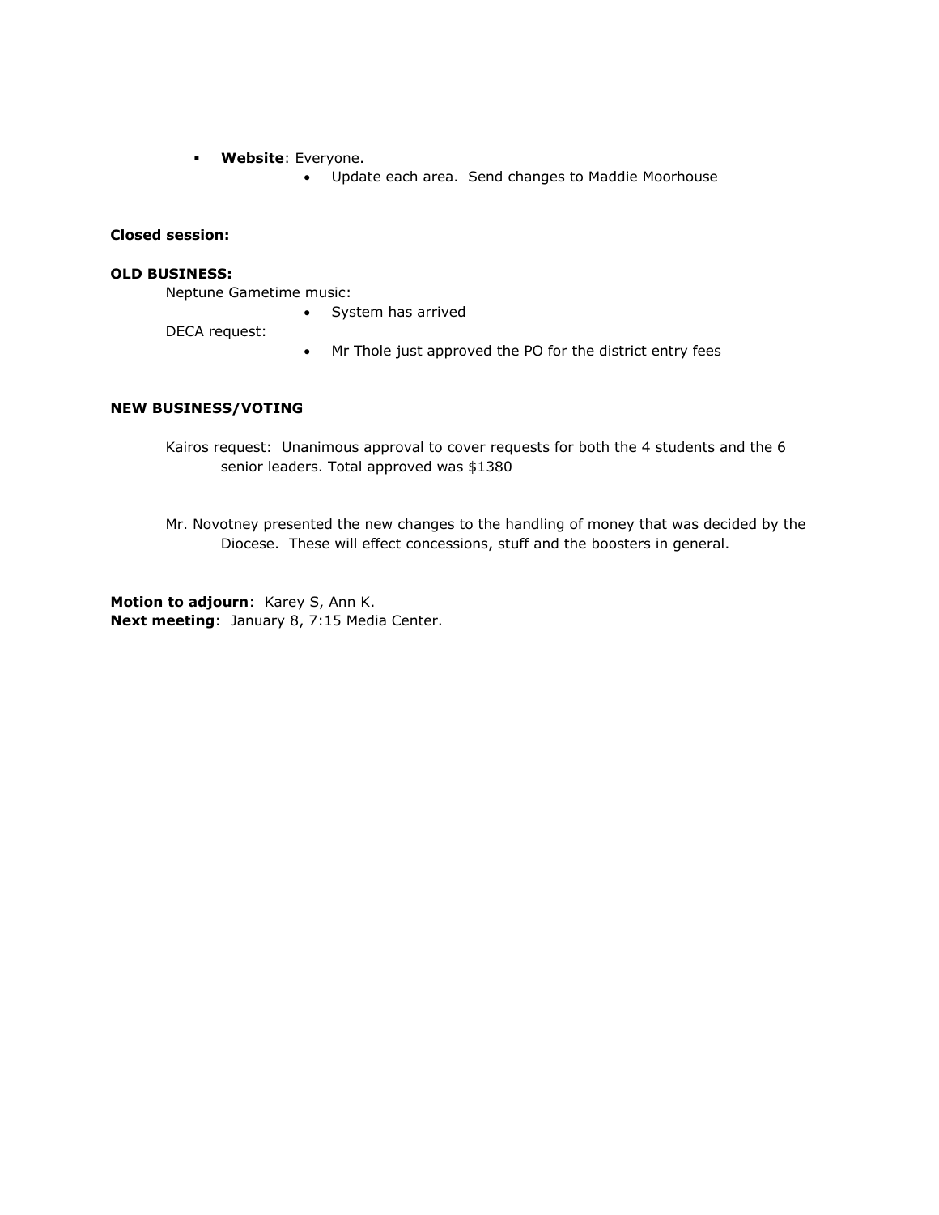- **Website**: Everyone.
  - Update each area.  Send changes to Maddie Moorhouse

**Closed session:**

**OLD BUSINESS:**

Neptune Gametime music:

- System has arrived

DECA request:

- Mr Thole just approved the PO for the district entry fees

**NEW BUSINESS/VOTING**

Kairos request:  Unanimous approval to cover requests for both the 4 students and the 6 senior leaders. Total approved was $1380

Mr. Novotney presented the new changes to the handling of money that was decided by the Diocese.  These will effect concessions, stuff and the boosters in general.

**Motion to adjourn**:  Karey S, Ann K.
**Next meeting**:  January 8, 7:15 Media Center.